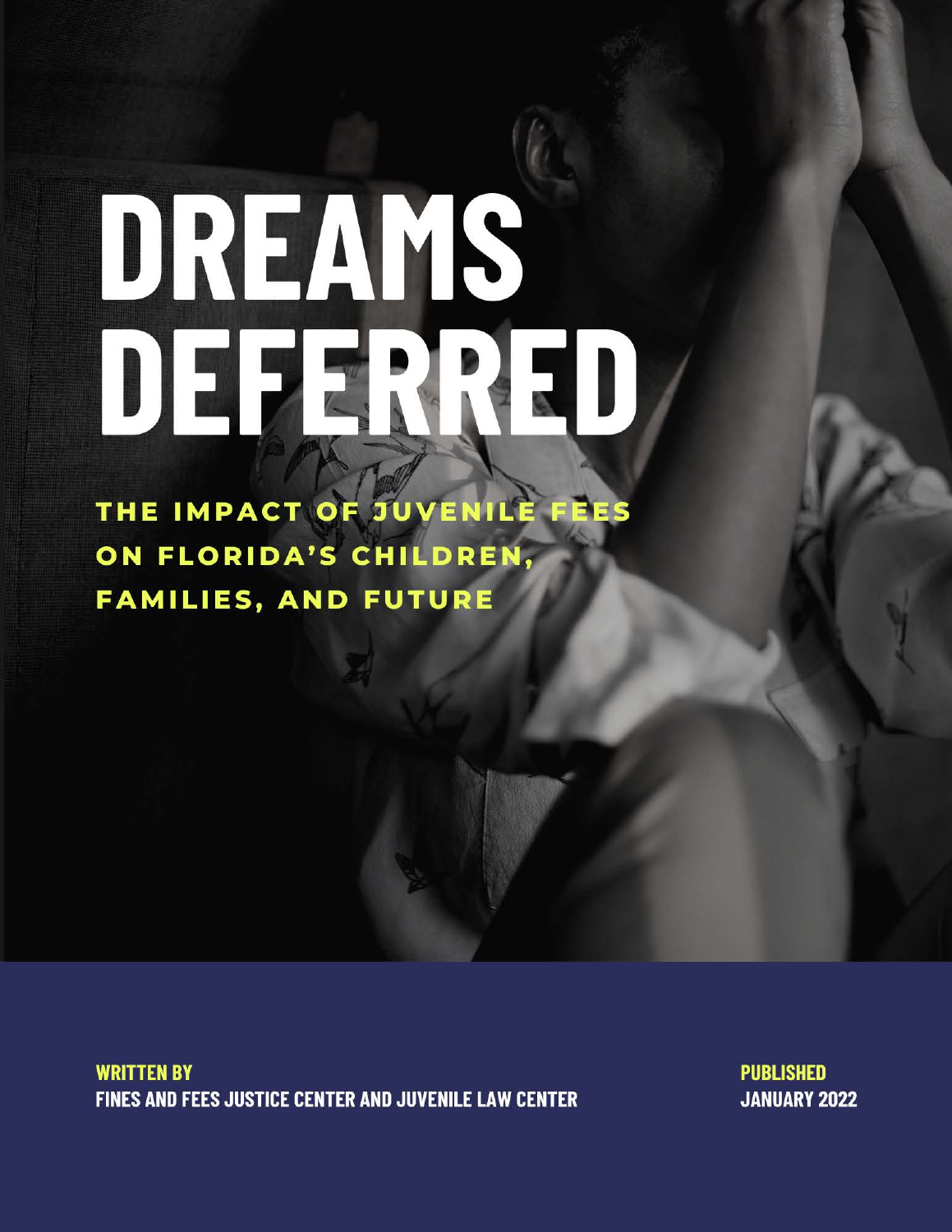# DREAMS DEFERRED

## THE IMPACT OF JUVENILE FEES ON FLORIDA'S CHILDREN, FAMILIES, AND FUTURE

**WRITTEN BY**
FINES AND FEES JUSTICE CENTER AND JUVENILE LAW CENTER

**PUBLISHED**
JANUARY 2022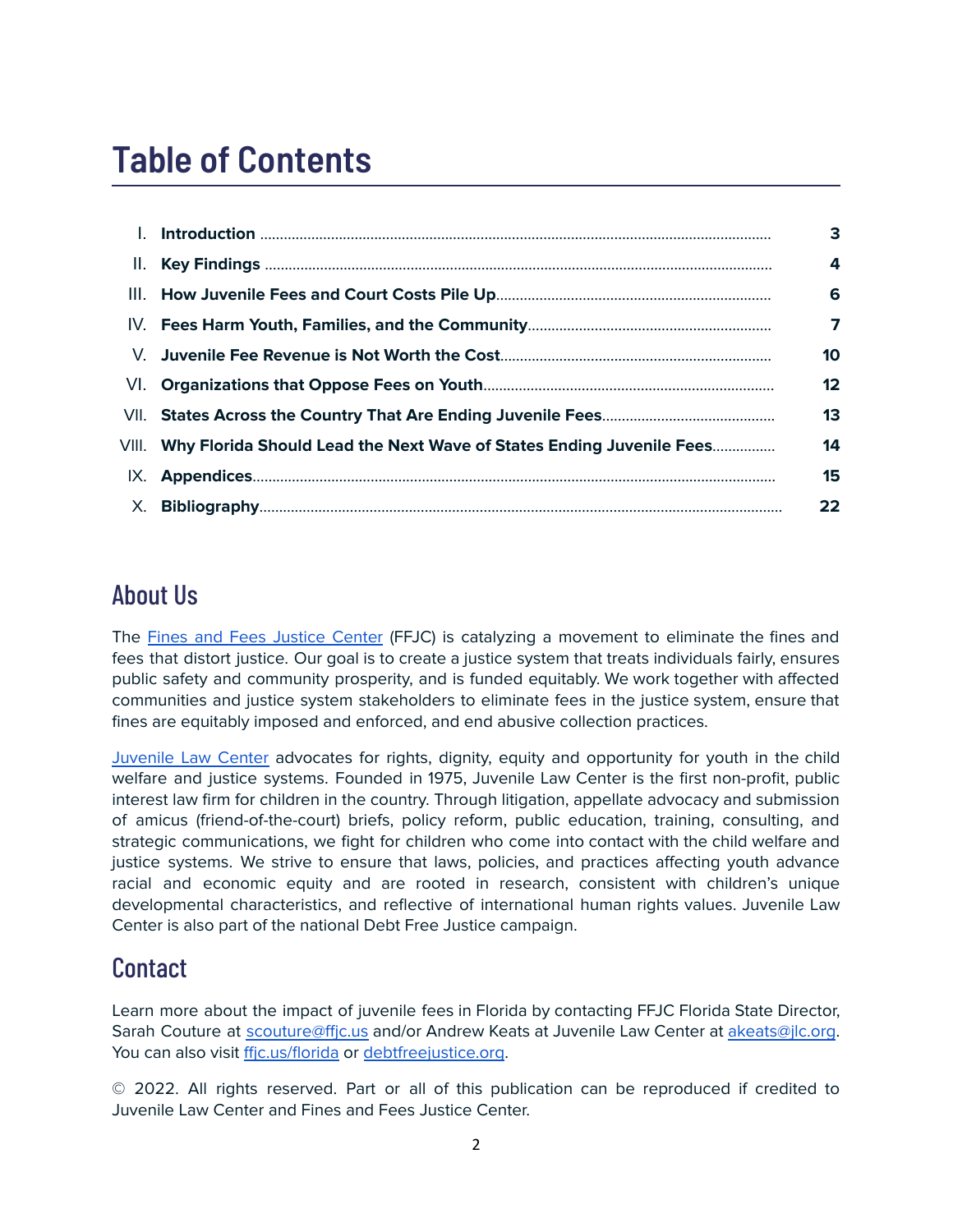# Table of Contents

| | | |
|---|---|---|
| I. | **Introduction** | **3** |
| II. | **Key Findings** | **4** |
| III. | **How Juvenile Fees and Court Costs Pile Up** | **6** |
| IV. | **Fees Harm Youth, Families, and the Community** | **7** |
| V. | **Juvenile Fee Revenue is Not Worth the Cost** | **10** |
| VI. | **Organizations that Oppose Fees on Youth** | **12** |
| VII. | **States Across the Country That Are Ending Juvenile Fees** | **13** |
| VIII. | **Why Florida Should Lead the Next Wave of States Ending Juvenile Fees** | **14** |
| IX. | **Appendices** | **15** |
| X. | **Bibliography** | **22** |

## About Us

The [Fines and Fees Justice Center](#) (FFJC) is catalyzing a movement to eliminate the fines and fees that distort justice. Our goal is to create a justice system that treats individuals fairly, ensures public safety and community prosperity, and is funded equitably. We work together with affected communities and justice system stakeholders to eliminate fees in the justice system, ensure that fines are equitably imposed and enforced, and end abusive collection practices.

[Juvenile Law Center](#) advocates for rights, dignity, equity and opportunity for youth in the child welfare and justice systems. Founded in 1975, Juvenile Law Center is the first non-profit, public interest law firm for children in the country. Through litigation, appellate advocacy and submission of amicus (friend-of-the-court) briefs, policy reform, public education, training, consulting, and strategic communications, we fight for children who come into contact with the child welfare and justice systems. We strive to ensure that laws, policies, and practices affecting youth advance racial and economic equity and are rooted in research, consistent with children's unique developmental characteristics, and reflective of international human rights values. Juvenile Law Center is also part of the national Debt Free Justice campaign.

## Contact

Learn more about the impact of juvenile fees in Florida by contacting FFJC Florida State Director, Sarah Couture at scouture@ffjc.us and/or Andrew Keats at Juvenile Law Center at akeats@jlc.org. You can also visit ffjc.us/florida or debtfreejustice.org.

© 2022. All rights reserved. Part or all of this publication can be reproduced if credited to Juvenile Law Center and Fines and Fees Justice Center.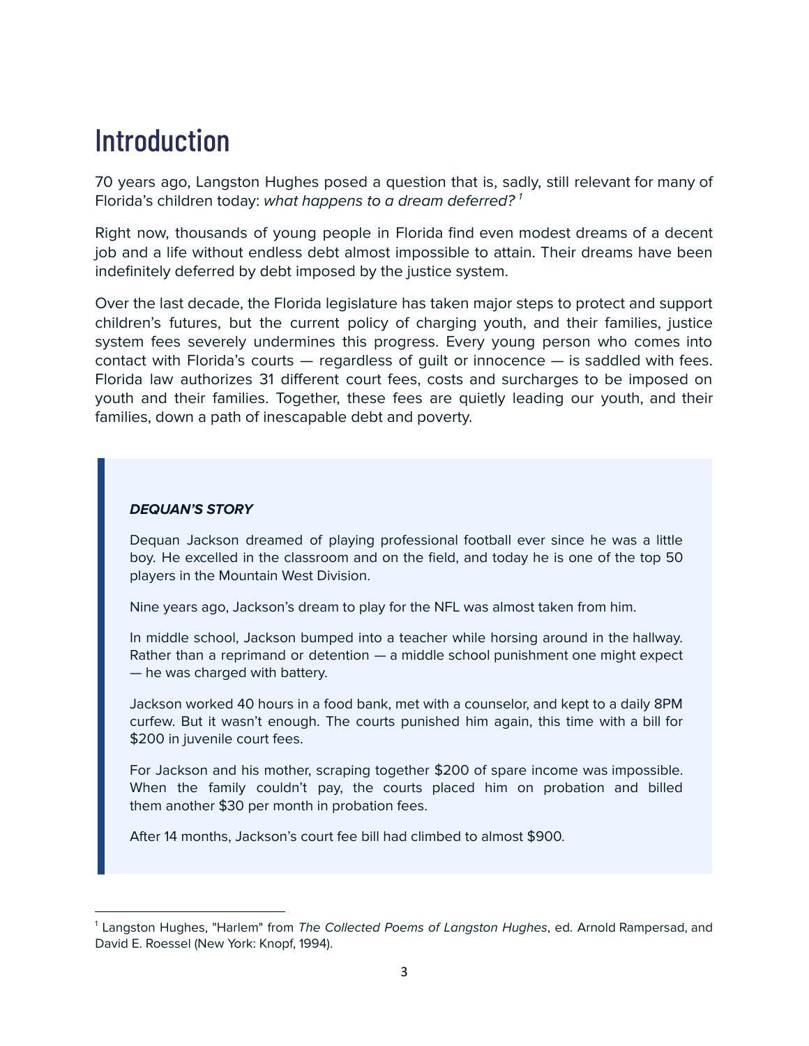# Introduction

70 years ago, Langston Hughes posed a question that is, sadly, still relevant for many of Florida's children today: *what happens to a dream deferred?* [1]

Right now, thousands of young people in Florida find even modest dreams of a decent job and a life without endless debt almost impossible to attain. Their dreams have been indefinitely deferred by debt imposed by the justice system.

Over the last decade, the Florida legislature has taken major steps to protect and support children's futures, but the current policy of charging youth, and their families, justice system fees severely undermines this progress. Every young person who comes into contact with Florida's courts — regardless of guilt or innocence — is saddled with fees. Florida law authorizes 31 different court fees, costs and surcharges to be imposed on youth and their families. Together, these fees are quietly leading our youth, and their families, down a path of inescapable debt and poverty.

> ***DEQUAN'S STORY***
>
> Dequan Jackson dreamed of playing professional football ever since he was a little boy. He excelled in the classroom and on the field, and today he is one of the top 50 players in the Mountain West Division.
>
> Nine years ago, Jackson's dream to play for the NFL was almost taken from him.
>
> In middle school, Jackson bumped into a teacher while horsing around in the hallway. Rather than a reprimand or detention — a middle school punishment one might expect — he was charged with battery.
>
> Jackson worked 40 hours in a food bank, met with a counselor, and kept to a daily 8PM curfew. But it wasn't enough. The courts punished him again, this time with a bill for $200 in juvenile court fees.
>
> For Jackson and his mother, scraping together $200 of spare income was impossible. When the family couldn't pay, the courts placed him on probation and billed them another $30 per month in probation fees.
>
> After 14 months, Jackson's court fee bill had climbed to almost $900.

---

[1] Langston Hughes, "Harlem" from *The Collected Poems of Langston Hughes*, ed. Arnold Rampersad, and David E. Roessel (New York: Knopf, 1994).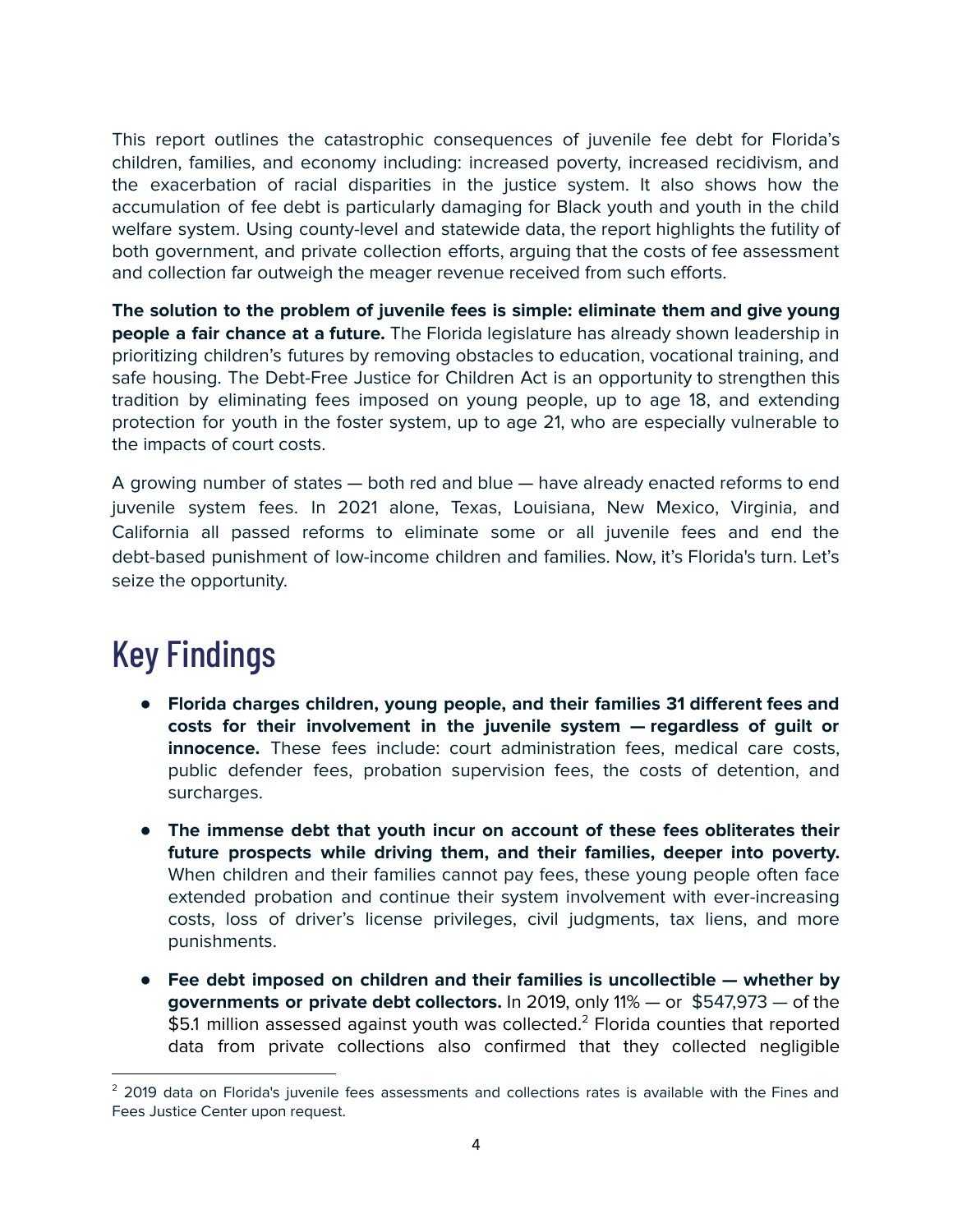This report outlines the catastrophic consequences of juvenile fee debt for Florida's children, families, and economy including: increased poverty, increased recidivism, and the exacerbation of racial disparities in the justice system. It also shows how the accumulation of fee debt is particularly damaging for Black youth and youth in the child welfare system. Using county-level and statewide data, the report highlights the futility of both government, and private collection efforts, arguing that the costs of fee assessment and collection far outweigh the meager revenue received from such efforts.

**The solution to the problem of juvenile fees is simple: eliminate them and give young people a fair chance at a future.** The Florida legislature has already shown leadership in prioritizing children's futures by removing obstacles to education, vocational training, and safe housing. The Debt-Free Justice for Children Act is an opportunity to strengthen this tradition by eliminating fees imposed on young people, up to age 18, and extending protection for youth in the foster system, up to age 21, who are especially vulnerable to the impacts of court costs.

A growing number of states — both red and blue — have already enacted reforms to end juvenile system fees. In 2021 alone, Texas, Louisiana, New Mexico, Virginia, and California all passed reforms to eliminate some or all juvenile fees and end the debt-based punishment of low-income children and families. Now, it's Florida's turn. Let's seize the opportunity.

# Key Findings

- **Florida charges children, young people, and their families 31 different fees and costs for their involvement in the juvenile system — regardless of guilt or innocence.** These fees include: court administration fees, medical care costs, public defender fees, probation supervision fees, the costs of detention, and surcharges.
- **The immense debt that youth incur on account of these fees obliterates their future prospects while driving them, and their families, deeper into poverty.** When children and their families cannot pay fees, these young people often face extended probation and continue their system involvement with ever-increasing costs, loss of driver's license privileges, civil judgments, tax liens, and more punishments.
- **Fee debt imposed on children and their families is uncollectible — whether by governments or private debt collectors.** In 2019, only 11% — or $547,973 — of the $5.1 million assessed against youth was collected.[2] Florida counties that reported data from private collections also confirmed that they collected negligible

[2] 2019 data on Florida's juvenile fees assessments and collections rates is available with the Fines and Fees Justice Center upon request.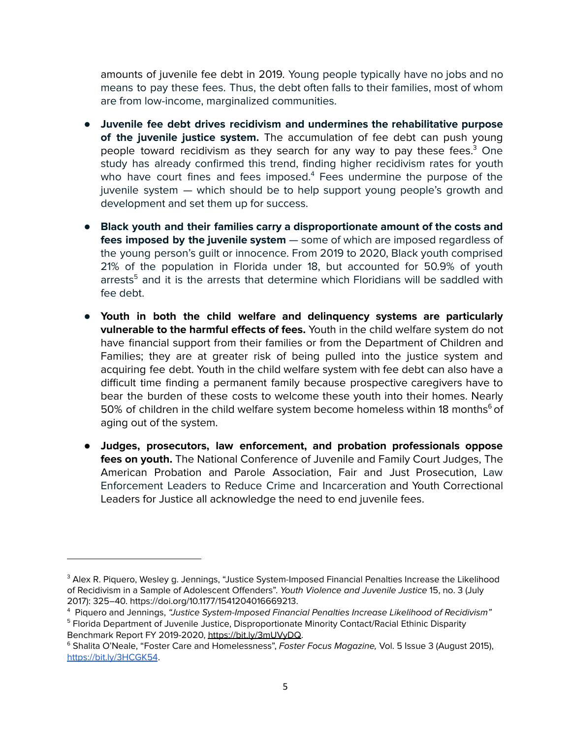amounts of juvenile fee debt in 2019. Young people typically have no jobs and no means to pay these fees. Thus, the debt often falls to their families, most of whom are from low-income, marginalized communities.

- **Juvenile fee debt drives recidivism and undermines the rehabilitative purpose of the juvenile justice system.** The accumulation of fee debt can push young people toward recidivism as they search for any way to pay these fees.[3] One study has already confirmed this trend, finding higher recidivism rates for youth who have court fines and fees imposed.[4] Fees undermine the purpose of the juvenile system — which should be to help support young people's growth and development and set them up for success.

- **Black youth and their families carry a disproportionate amount of the costs and fees imposed by the juvenile system** — some of which are imposed regardless of the young person's guilt or innocence. From 2019 to 2020, Black youth comprised 21% of the population in Florida under 18, but accounted for 50.9% of youth arrests[5] and it is the arrests that determine which Floridians will be saddled with fee debt.

- **Youth in both the child welfare and delinquency systems are particularly vulnerable to the harmful effects of fees.** Youth in the child welfare system do not have financial support from their families or from the Department of Children and Families; they are at greater risk of being pulled into the justice system and acquiring fee debt. Youth in the child welfare system with fee debt can also have a difficult time finding a permanent family because prospective caregivers have to bear the burden of these costs to welcome these youth into their homes. Nearly 50% of children in the child welfare system become homeless within 18 months[6] of aging out of the system.

- **Judges, prosecutors, law enforcement, and probation professionals oppose fees on youth.** The National Conference of Juvenile and Family Court Judges, The American Probation and Parole Association, Fair and Just Prosecution, Law Enforcement Leaders to Reduce Crime and Incarceration and Youth Correctional Leaders for Justice all acknowledge the need to end juvenile fees.

---

[3] Alex R. Piquero, Wesley g. Jennings, "Justice System-Imposed Financial Penalties Increase the Likelihood of Recidivism in a Sample of Adolescent Offenders". *Youth Violence and Juvenile Justice* 15, no. 3 (July 2017): 325–40. https://doi.org/10.1177/1541204016669213.

[4] Piquero and Jennings, *"Justice System-Imposed Financial Penalties Increase Likelihood of Recidivism"*

[5] Florida Department of Juvenile Justice, Disproportionate Minority Contact/Racial Ethinic Disparity Benchmark Report FY 2019-2020, https://bit.ly/3mUVyDQ.

[6] Shalita O'Neale, "Foster Care and Homelessness", *Foster Focus Magazine,* Vol. 5 Issue 3 (August 2015), https://bit.ly/3HCGK54.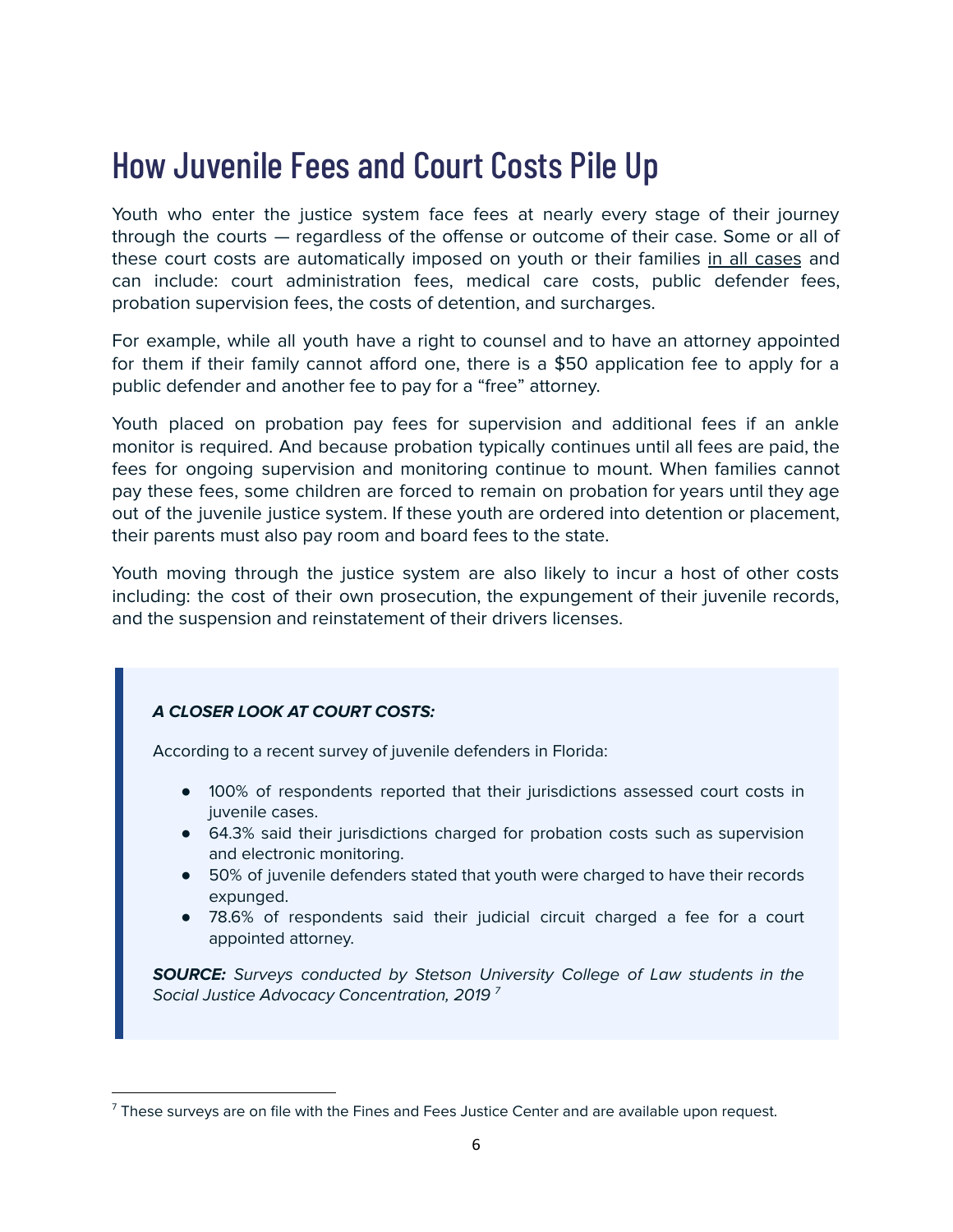# How Juvenile Fees and Court Costs Pile Up

Youth who enter the justice system face fees at nearly every stage of their journey through the courts — regardless of the offense or outcome of their case. Some or all of these court costs are automatically imposed on youth or their families <u>in all cases</u> and can include: court administration fees, medical care costs, public defender fees, probation supervision fees, the costs of detention, and surcharges.

For example, while all youth have a right to counsel and to have an attorney appointed for them if their family cannot afford one, there is a $50 application fee to apply for a public defender and another fee to pay for a "free" attorney.

Youth placed on probation pay fees for supervision and additional fees if an ankle monitor is required. And because probation typically continues until all fees are paid, the fees for ongoing supervision and monitoring continue to mount. When families cannot pay these fees, some children are forced to remain on probation for years until they age out of the juvenile justice system. If these youth are ordered into detention or placement, their parents must also pay room and board fees to the state.

Youth moving through the justice system are also likely to incur a host of other costs including: the cost of their own prosecution, the expungement of their juvenile records, and the suspension and reinstatement of their drivers licenses.

> ***A CLOSER LOOK AT COURT COSTS:***
>
> According to a recent survey of juvenile defenders in Florida:
>
> - 100% of respondents reported that their jurisdictions assessed court costs in juvenile cases.
> - 64.3% said their jurisdictions charged for probation costs such as supervision and electronic monitoring.
> - 50% of juvenile defenders stated that youth were charged to have their records expunged.
> - 78.6% of respondents said their judicial circuit charged a fee for a court appointed attorney.
>
> ***SOURCE:*** *Surveys conducted by Stetson University College of Law students in the Social Justice Advocacy Concentration, 2019* [7]

[7] These surveys are on file with the Fines and Fees Justice Center and are available upon request.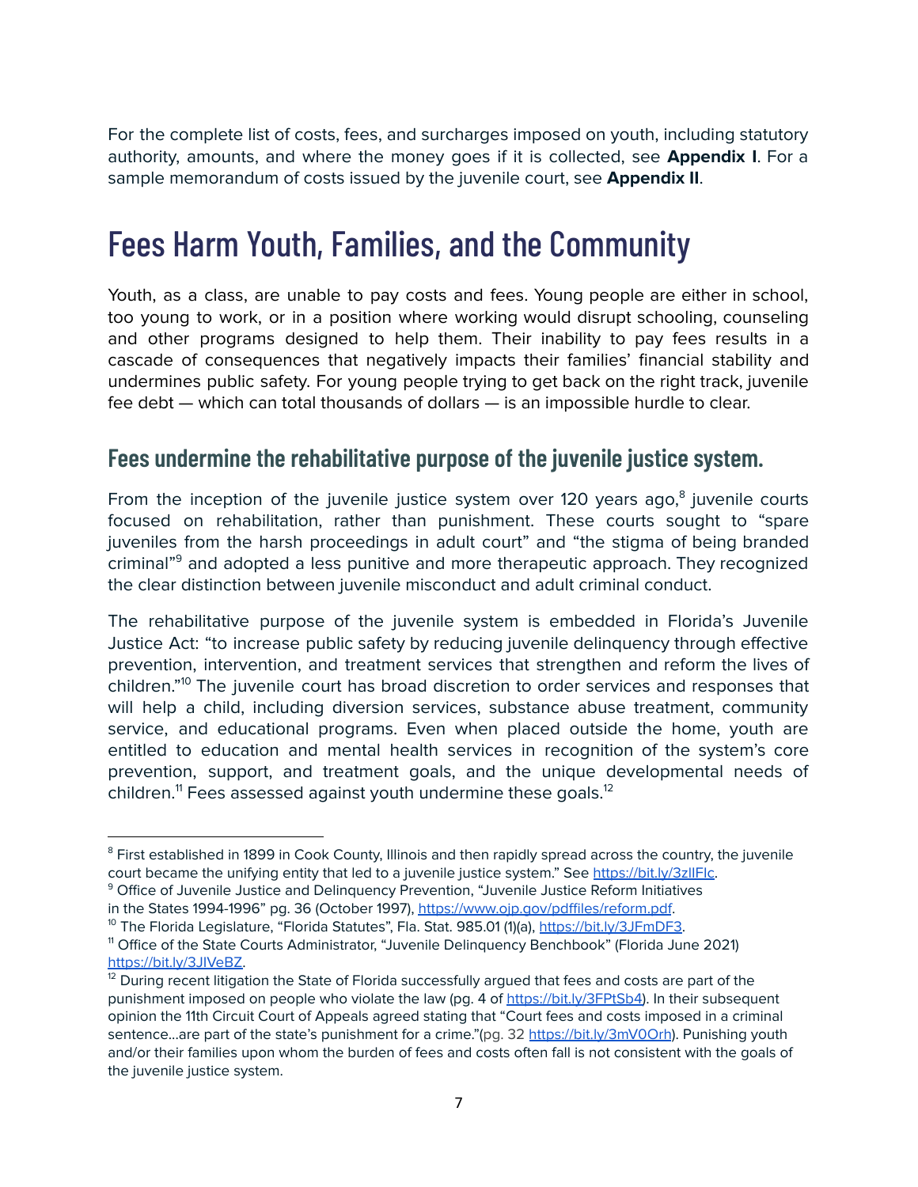For the complete list of costs, fees, and surcharges imposed on youth, including statutory authority, amounts, and where the money goes if it is collected, see **Appendix I**. For a sample memorandum of costs issued by the juvenile court, see **Appendix II**.

# Fees Harm Youth, Families, and the Community

Youth, as a class, are unable to pay costs and fees. Young people are either in school, too young to work, or in a position where working would disrupt schooling, counseling and other programs designed to help them. Their inability to pay fees results in a cascade of consequences that negatively impacts their families' financial stability and undermines public safety. For young people trying to get back on the right track, juvenile fee debt — which can total thousands of dollars — is an impossible hurdle to clear.

## Fees undermine the rehabilitative purpose of the juvenile justice system.

From the inception of the juvenile justice system over 120 years ago,[8] juvenile courts focused on rehabilitation, rather than punishment. These courts sought to "spare juveniles from the harsh proceedings in adult court" and "the stigma of being branded criminal"[9] and adopted a less punitive and more therapeutic approach. They recognized the clear distinction between juvenile misconduct and adult criminal conduct.

The rehabilitative purpose of the juvenile system is embedded in Florida's Juvenile Justice Act: "to increase public safety by reducing juvenile delinquency through effective prevention, intervention, and treatment services that strengthen and reform the lives of children."[10] The juvenile court has broad discretion to order services and responses that will help a child, including diversion services, substance abuse treatment, community service, and educational programs. Even when placed outside the home, youth are entitled to education and mental health services in recognition of the system's core prevention, support, and treatment goals, and the unique developmental needs of children.[11] Fees assessed against youth undermine these goals.[12]

---

[8] First established in 1899 in Cook County, Illinois and then rapidly spread across the country, the juvenile court became the unifying entity that led to a juvenile justice system." See https://bit.ly/3zIlFIc.

[9] Office of Juvenile Justice and Delinquency Prevention, "Juvenile Justice Reform Initiatives in the States 1994-1996" pg. 36 (October 1997), https://www.ojp.gov/pdffiles/reform.pdf.

[10] The Florida Legislature, "Florida Statutes", Fla. Stat. 985.01 (1)(a), https://bit.ly/3JFmDF3.

[11] Office of the State Courts Administrator, "Juvenile Delinquency Benchbook" (Florida June 2021) https://bit.ly/3JIVeBZ.

[12] During recent litigation the State of Florida successfully argued that fees and costs are part of the punishment imposed on people who violate the law (pg. 4 of https://bit.ly/3FPtSb4). In their subsequent opinion the 11th Circuit Court of Appeals agreed stating that "Court fees and costs imposed in a criminal sentence...are part of the state's punishment for a crime."(pg. 32 https://bit.ly/3mV0Orh). Punishing youth and/or their families upon whom the burden of fees and costs often fall is not consistent with the goals of the juvenile justice system.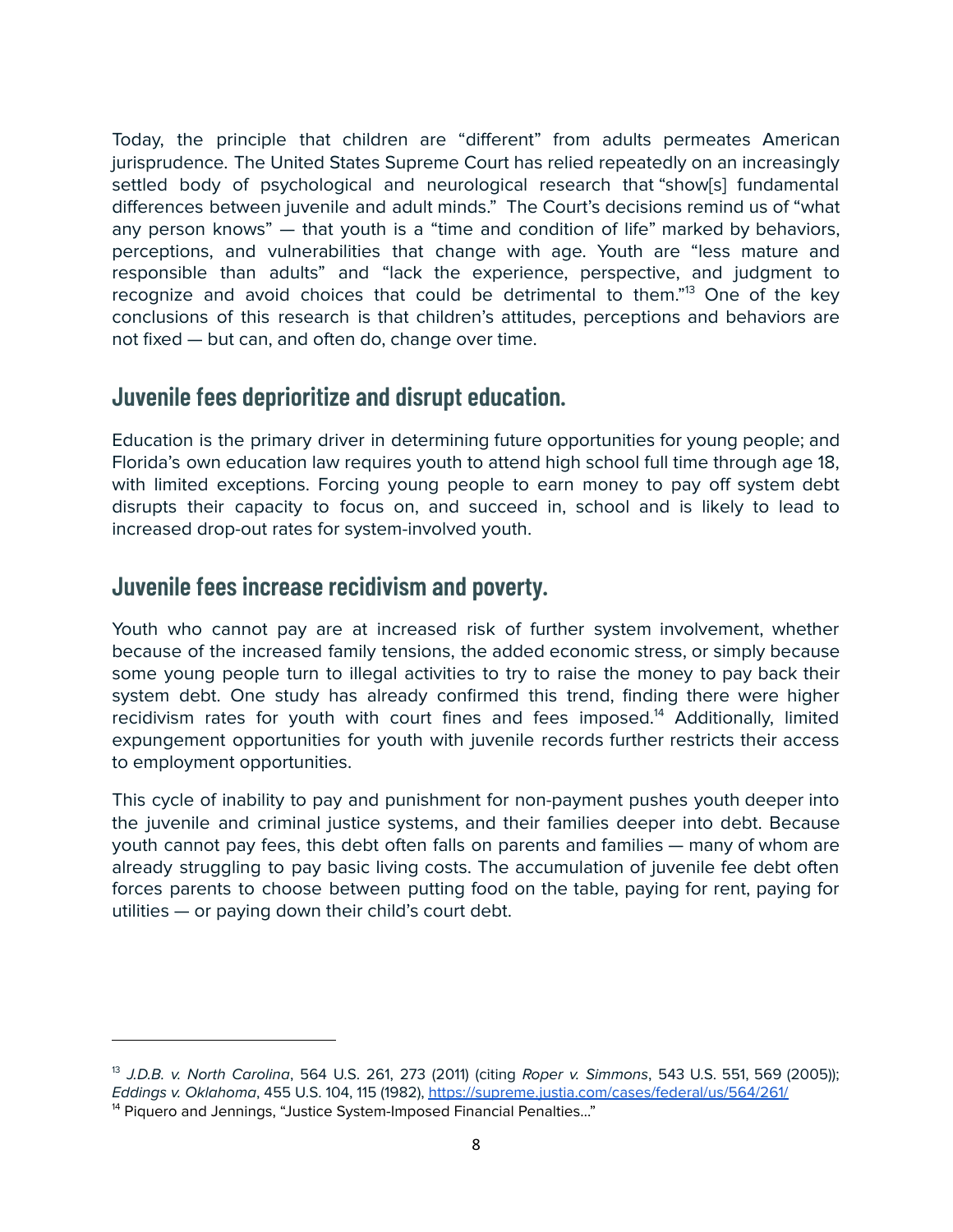Today, the principle that children are "different" from adults permeates American jurisprudence. The United States Supreme Court has relied repeatedly on an increasingly settled body of psychological and neurological research that "show[s] fundamental differences between juvenile and adult minds." The Court's decisions remind us of "what any person knows" — that youth is a "time and condition of life" marked by behaviors, perceptions, and vulnerabilities that change with age. Youth are "less mature and responsible than adults" and "lack the experience, perspective, and judgment to recognize and avoid choices that could be detrimental to them."[13] One of the key conclusions of this research is that children's attitudes, perceptions and behaviors are not fixed — but can, and often do, change over time.

## Juvenile fees deprioritize and disrupt education.

Education is the primary driver in determining future opportunities for young people; and Florida's own education law requires youth to attend high school full time through age 18, with limited exceptions. Forcing young people to earn money to pay off system debt disrupts their capacity to focus on, and succeed in, school and is likely to lead to increased drop-out rates for system-involved youth.

## Juvenile fees increase recidivism and poverty.

Youth who cannot pay are at increased risk of further system involvement, whether because of the increased family tensions, the added economic stress, or simply because some young people turn to illegal activities to try to raise the money to pay back their system debt. One study has already confirmed this trend, finding there were higher recidivism rates for youth with court fines and fees imposed.[14] Additionally, limited expungement opportunities for youth with juvenile records further restricts their access to employment opportunities.

This cycle of inability to pay and punishment for non-payment pushes youth deeper into the juvenile and criminal justice systems, and their families deeper into debt. Because youth cannot pay fees, this debt often falls on parents and families — many of whom are already struggling to pay basic living costs. The accumulation of juvenile fee debt often forces parents to choose between putting food on the table, paying for rent, paying for utilities — or paying down their child's court debt.

---

[13] *J.D.B. v. North Carolina*, 564 U.S. 261, 273 (2011) (citing *Roper v. Simmons*, 543 U.S. 551, 569 (2005)); *Eddings v. Oklahoma*, 455 U.S. 104, 115 (1982), https://supreme.justia.com/cases/federal/us/564/261/

[14] Piquero and Jennings, "Justice System-Imposed Financial Penalties..."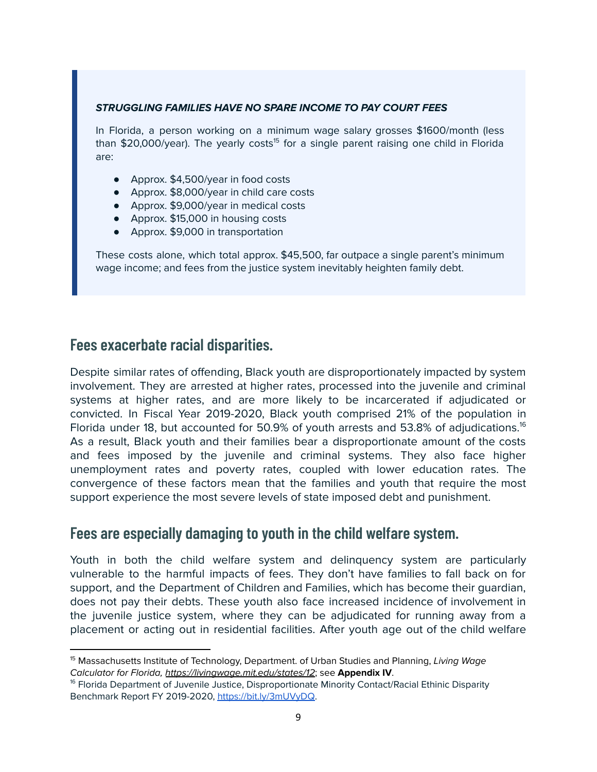***STRUGGLING FAMILIES HAVE NO SPARE INCOME TO PAY COURT FEES***

In Florida, a person working on a minimum wage salary grosses $1600/month (less than $20,000/year). The yearly costs[15] for a single parent raising one child in Florida are:

- Approx. $4,500/year in food costs
- Approx. $8,000/year in child care costs
- Approx. $9,000/year in medical costs
- Approx. $15,000 in housing costs
- Approx. $9,000 in transportation

These costs alone, which total approx. $45,500, far outpace a single parent's minimum wage income; and fees from the justice system inevitably heighten family debt.

## Fees exacerbate racial disparities.

Despite similar rates of offending, Black youth are disproportionately impacted by system involvement. They are arrested at higher rates, processed into the juvenile and criminal systems at higher rates, and are more likely to be incarcerated if adjudicated or convicted. In Fiscal Year 2019-2020, Black youth comprised 21% of the population in Florida under 18, but accounted for 50.9% of youth arrests and 53.8% of adjudications.[16] As a result, Black youth and their families bear a disproportionate amount of the costs and fees imposed by the juvenile and criminal systems. They also face higher unemployment rates and poverty rates, coupled with lower education rates. The convergence of these factors mean that the families and youth that require the most support experience the most severe levels of state imposed debt and punishment.

## Fees are especially damaging to youth in the child welfare system.

Youth in both the child welfare system and delinquency system are particularly vulnerable to the harmful impacts of fees. They don't have families to fall back on for support, and the Department of Children and Families, which has become their guardian, does not pay their debts. These youth also face increased incidence of involvement in the juvenile justice system, where they can be adjudicated for running away from a placement or acting out in residential facilities. After youth age out of the child welfare

---

[15] Massachusetts Institute of Technology, Department. of Urban Studies and Planning, *Living Wage Calculator for Florida, https://livingwage.mit.edu/states/12*; see **Appendix IV**.

[16] Florida Department of Juvenile Justice, Disproportionate Minority Contact/Racial Ethinic Disparity Benchmark Report FY 2019-2020, https://bit.ly/3mUVyDQ.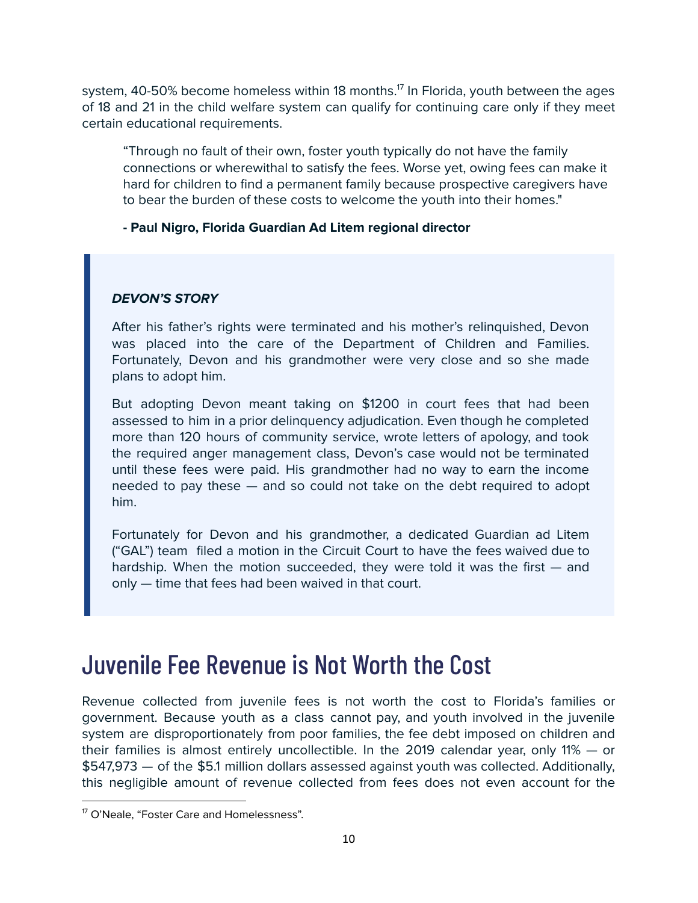system, 40-50% become homeless within 18 months.[17] In Florida, youth between the ages of 18 and 21 in the child welfare system can qualify for continuing care only if they meet certain educational requirements.

> "Through no fault of their own, foster youth typically do not have the family connections or wherewithal to satisfy the fees. Worse yet, owing fees can make it hard for children to find a permanent family because prospective caregivers have to bear the burden of these costs to welcome the youth into their homes."
>
> **- Paul Nigro, Florida Guardian Ad Litem regional director**

> ***DEVON'S STORY***
>
> After his father's rights were terminated and his mother's relinquished, Devon was placed into the care of the Department of Children and Families. Fortunately, Devon and his grandmother were very close and so she made plans to adopt him.
>
> But adopting Devon meant taking on $1200 in court fees that had been assessed to him in a prior delinquency adjudication. Even though he completed more than 120 hours of community service, wrote letters of apology, and took the required anger management class, Devon's case would not be terminated until these fees were paid. His grandmother had no way to earn the income needed to pay these — and so could not take on the debt required to adopt him.
>
> Fortunately for Devon and his grandmother, a dedicated Guardian ad Litem ("GAL") team filed a motion in the Circuit Court to have the fees waived due to hardship. When the motion succeeded, they were told it was the first — and only — time that fees had been waived in that court.

# Juvenile Fee Revenue is Not Worth the Cost

Revenue collected from juvenile fees is not worth the cost to Florida's families or government. Because youth as a class cannot pay, and youth involved in the juvenile system are disproportionately from poor families, the fee debt imposed on children and their families is almost entirely uncollectible. In the 2019 calendar year, only 11% — or $547,973 — of the $5.1 million dollars assessed against youth was collected. Additionally, this negligible amount of revenue collected from fees does not even account for the

[17] O'Neale, "Foster Care and Homelessness".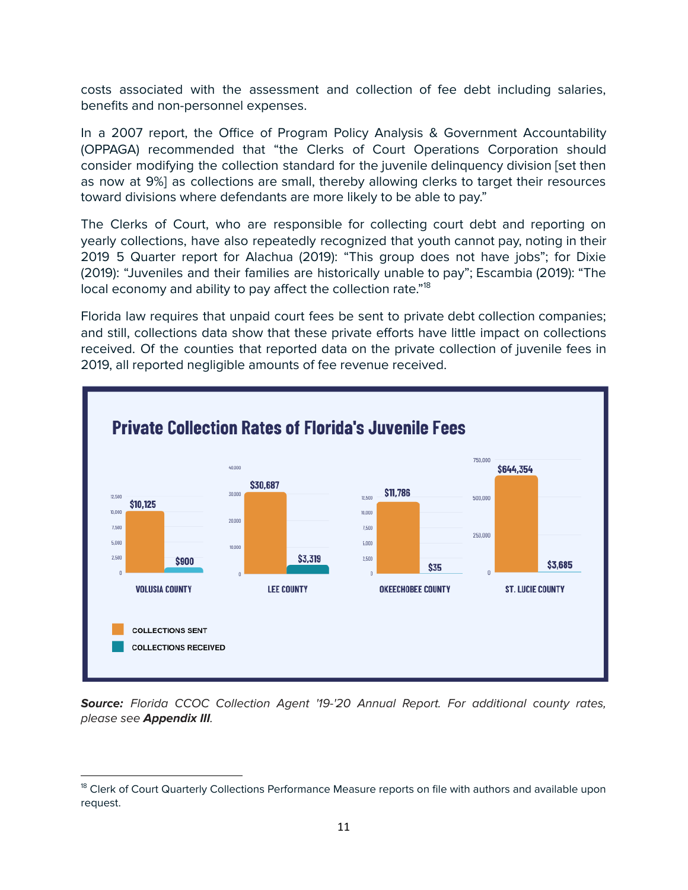costs associated with the assessment and collection of fee debt including salaries, benefits and non-personnel expenses.

In a 2007 report, the Office of Program Policy Analysis & Government Accountability (OPPAGA) recommended that "the Clerks of Court Operations Corporation should consider modifying the collection standard for the juvenile delinquency division [set then as now at 9%] as collections are small, thereby allowing clerks to target their resources toward divisions where defendants are more likely to be able to pay."

The Clerks of Court, who are responsible for collecting court debt and reporting on yearly collections, have also repeatedly recognized that youth cannot pay, noting in their 2019 5 Quarter report for Alachua (2019): "This group does not have jobs"; for Dixie (2019): "Juveniles and their families are historically unable to pay"; Escambia (2019): "The local economy and ability to pay affect the collection rate."[18]

Florida law requires that unpaid court fees be sent to private debt collection companies; and still, collections data show that these private efforts have little impact on collections received. Of the counties that reported data on the private collection of juvenile fees in 2019, all reported negligible amounts of fee revenue received.

**Private Collection Rates of Florida's Juvenile Fees**

| County | Collections Sent | Collections Received |
|---|---|---|
| Volusia County | $10,125 | $900 |
| Lee County | $30,687 | $3,319 |
| Okeechobee County | $11,786 | $35 |
| St. Lucie County | $644,354 | $3,685 |

***Source:*** *Florida CCOC Collection Agent '19-'20 Annual Report. For additional county rates, please see* ***Appendix III****.*

[18] Clerk of Court Quarterly Collections Performance Measure reports on file with authors and available upon request.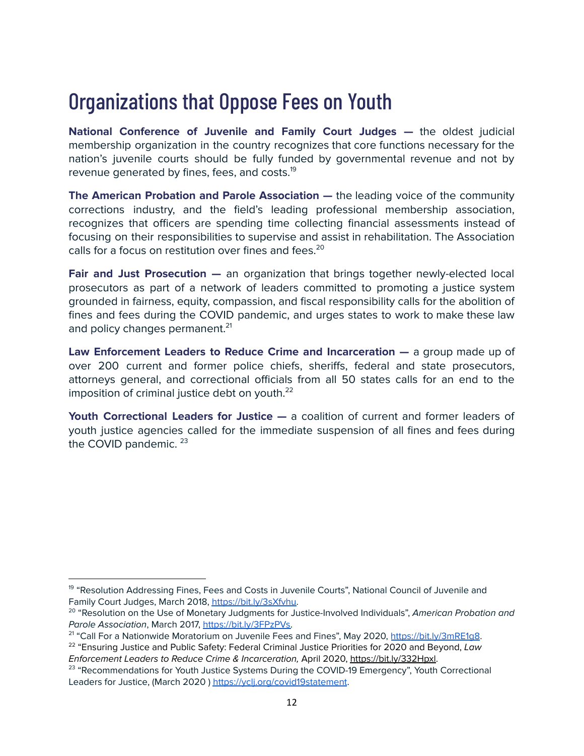# Organizations that Oppose Fees on Youth

**National Conference of Juvenile and Family Court Judges —** the oldest judicial membership organization in the country recognizes that core functions necessary for the nation's juvenile courts should be fully funded by governmental revenue and not by revenue generated by fines, fees, and costs.[19]

**The American Probation and Parole Association —** the leading voice of the community corrections industry, and the field's leading professional membership association, recognizes that officers are spending time collecting financial assessments instead of focusing on their responsibilities to supervise and assist in rehabilitation. The Association calls for a focus on restitution over fines and fees.[20]

**Fair and Just Prosecution —** an organization that brings together newly-elected local prosecutors as part of a network of leaders committed to promoting a justice system grounded in fairness, equity, compassion, and fiscal responsibility calls for the abolition of fines and fees during the COVID pandemic, and urges states to work to make these law and policy changes permanent.[21]

**Law Enforcement Leaders to Reduce Crime and Incarceration —** a group made up of over 200 current and former police chiefs, sheriffs, federal and state prosecutors, attorneys general, and correctional officials from all 50 states calls for an end to the imposition of criminal justice debt on youth.[22]

**Youth Correctional Leaders for Justice —** a coalition of current and former leaders of youth justice agencies called for the immediate suspension of all fines and fees during the COVID pandemic.[23]

---

[19] "Resolution Addressing Fines, Fees and Costs in Juvenile Courts", National Council of Juvenile and Family Court Judges, March 2018, https://bit.ly/3sXfvhu.

[20] "Resolution on the Use of Monetary Judgments for Justice-Involved Individuals", *American Probation and Parole Association*, March 2017, https://bit.ly/3FPzPVs.

[21] "Call For a Nationwide Moratorium on Juvenile Fees and Fines", May 2020, https://bit.ly/3mRE1g8.

[22] "Ensuring Justice and Public Safety: Federal Criminal Justice Priorities for 2020 and Beyond, *Law Enforcement Leaders to Reduce Crime & Incarceration,* April 2020, https://bit.ly/332Hpxl.

[23] "Recommendations for Youth Justice Systems During the COVID-19 Emergency", Youth Correctional Leaders for Justice, (March 2020 ) https://yclj.org/covid19statement.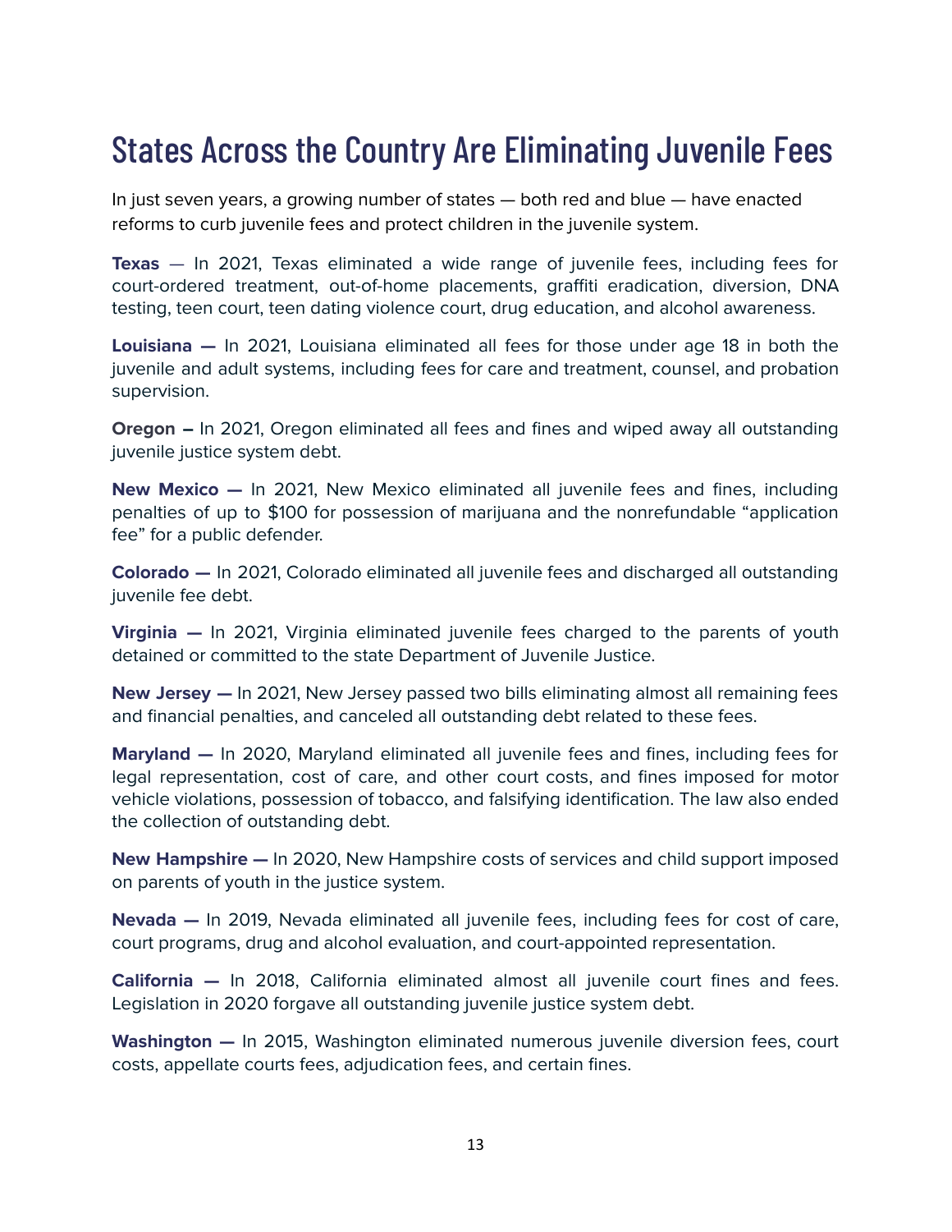# States Across the Country Are Eliminating Juvenile Fees

In just seven years, a growing number of states — both red and blue — have enacted reforms to curb juvenile fees and protect children in the juvenile system.

**Texas** — In 2021, Texas eliminated a wide range of juvenile fees, including fees for court-ordered treatment, out-of-home placements, graffiti eradication, diversion, DNA testing, teen court, teen dating violence court, drug education, and alcohol awareness.

**Louisiana —** In 2021, Louisiana eliminated all fees for those under age 18 in both the juvenile and adult systems, including fees for care and treatment, counsel, and probation supervision.

**Oregon –** In 2021, Oregon eliminated all fees and fines and wiped away all outstanding juvenile justice system debt.

**New Mexico —** In 2021, New Mexico eliminated all juvenile fees and fines, including penalties of up to $100 for possession of marijuana and the nonrefundable "application fee" for a public defender.

**Colorado —** In 2021, Colorado eliminated all juvenile fees and discharged all outstanding juvenile fee debt.

**Virginia —** In 2021, Virginia eliminated juvenile fees charged to the parents of youth detained or committed to the state Department of Juvenile Justice.

**New Jersey —** In 2021, New Jersey passed two bills eliminating almost all remaining fees and financial penalties, and canceled all outstanding debt related to these fees.

**Maryland —** In 2020, Maryland eliminated all juvenile fees and fines, including fees for legal representation, cost of care, and other court costs, and fines imposed for motor vehicle violations, possession of tobacco, and falsifying identification. The law also ended the collection of outstanding debt.

**New Hampshire —** In 2020, New Hampshire costs of services and child support imposed on parents of youth in the justice system.

**Nevada —** In 2019, Nevada eliminated all juvenile fees, including fees for cost of care, court programs, drug and alcohol evaluation, and court-appointed representation.

**California —** In 2018, California eliminated almost all juvenile court fines and fees. Legislation in 2020 forgave all outstanding juvenile justice system debt.

**Washington —** In 2015, Washington eliminated numerous juvenile diversion fees, court costs, appellate courts fees, adjudication fees, and certain fines.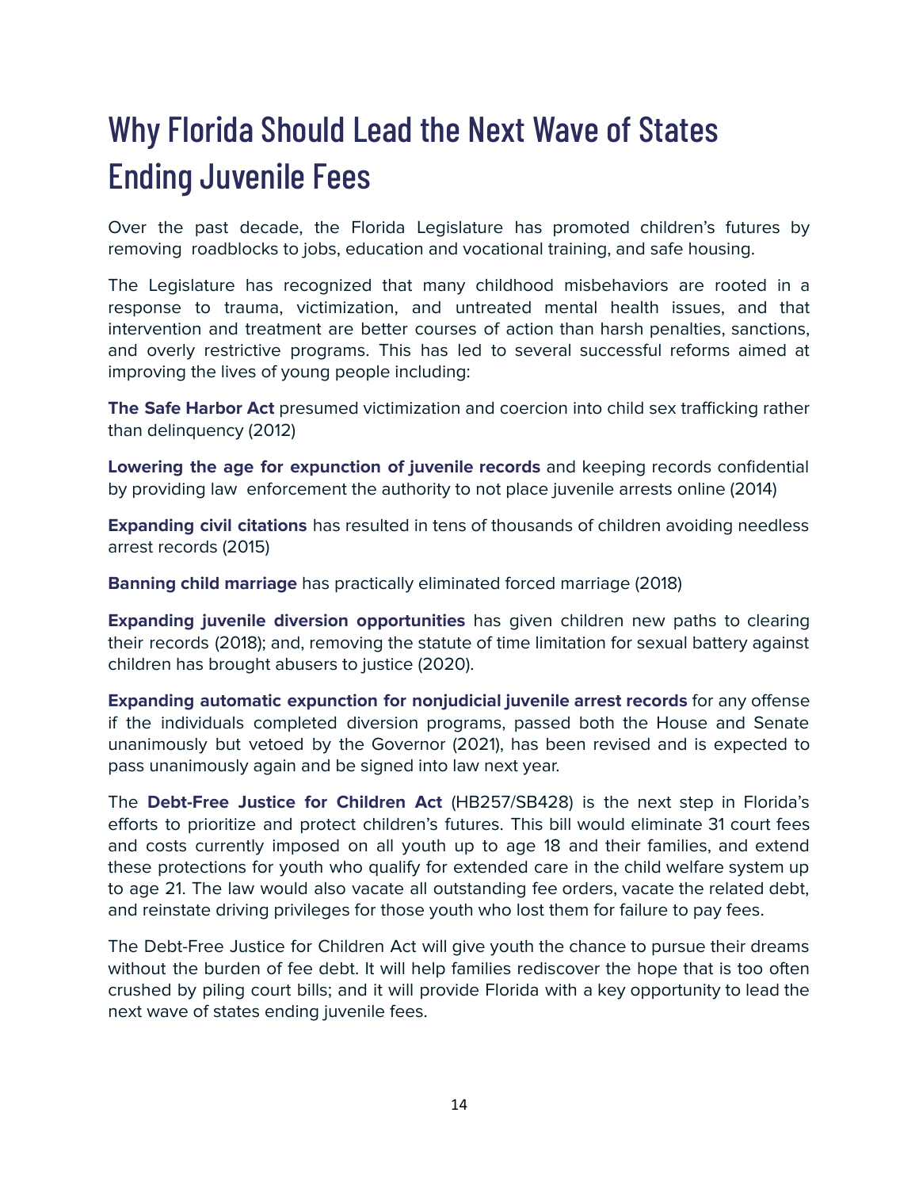# Why Florida Should Lead the Next Wave of States Ending Juvenile Fees

Over the past decade, the Florida Legislature has promoted children's futures by removing roadblocks to jobs, education and vocational training, and safe housing.

The Legislature has recognized that many childhood misbehaviors are rooted in a response to trauma, victimization, and untreated mental health issues, and that intervention and treatment are better courses of action than harsh penalties, sanctions, and overly restrictive programs. This has led to several successful reforms aimed at improving the lives of young people including:

**The Safe Harbor Act** presumed victimization and coercion into child sex trafficking rather than delinquency (2012)

**Lowering the age for expunction of juvenile records** and keeping records confidential by providing law enforcement the authority to not place juvenile arrests online (2014)

**Expanding civil citations** has resulted in tens of thousands of children avoiding needless arrest records (2015)

**Banning child marriage** has practically eliminated forced marriage (2018)

**Expanding juvenile diversion opportunities** has given children new paths to clearing their records (2018); and, removing the statute of time limitation for sexual battery against children has brought abusers to justice (2020).

**Expanding automatic expunction for nonjudicial juvenile arrest records** for any offense if the individuals completed diversion programs, passed both the House and Senate unanimously but vetoed by the Governor (2021), has been revised and is expected to pass unanimously again and be signed into law next year.

The **Debt-Free Justice for Children Act** (HB257/SB428) is the next step in Florida's efforts to prioritize and protect children's futures. This bill would eliminate 31 court fees and costs currently imposed on all youth up to age 18 and their families, and extend these protections for youth who qualify for extended care in the child welfare system up to age 21. The law would also vacate all outstanding fee orders, vacate the related debt, and reinstate driving privileges for those youth who lost them for failure to pay fees.

The Debt-Free Justice for Children Act will give youth the chance to pursue their dreams without the burden of fee debt. It will help families rediscover the hope that is too often crushed by piling court bills; and it will provide Florida with a key opportunity to lead the next wave of states ending juvenile fees.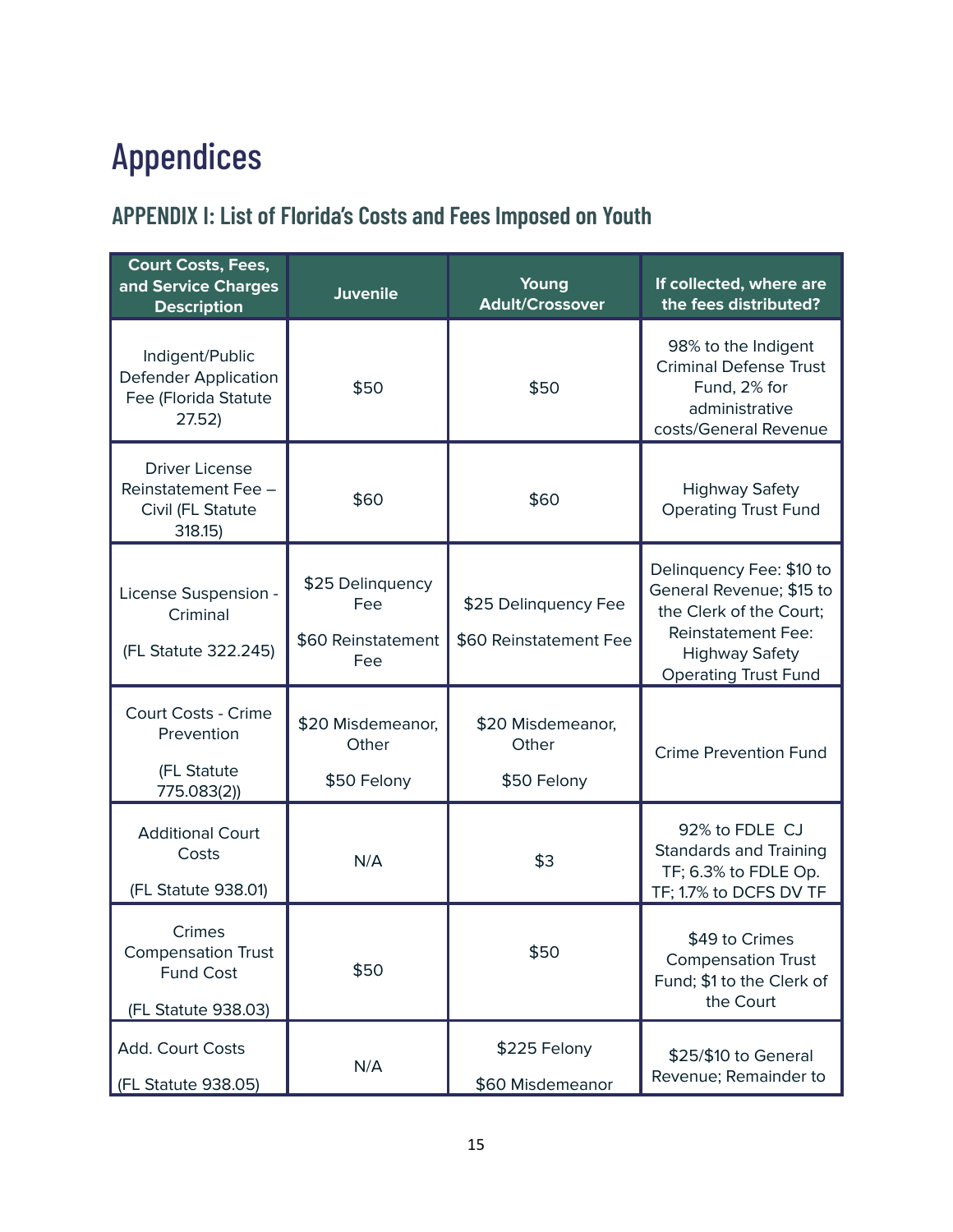# Appendices

## APPENDIX I: List of Florida's Costs and Fees Imposed on Youth

| Court Costs, Fees, and Service Charges Description | Juvenile | Young Adult/Crossover | If collected, where are the fees distributed? |
|---|---|---|---|
| Indigent/Public Defender Application Fee (Florida Statute 27.52) | $50 | $50 | 98% to the Indigent Criminal Defense Trust Fund, 2% for administrative costs/General Revenue |
| Driver License Reinstatement Fee – Civil (FL Statute 318.15) | $60 | $60 | Highway Safety Operating Trust Fund |
| License Suspension - Criminal (FL Statute 322.245) | $25 Delinquency Fee<br>$60 Reinstatement Fee | $25 Delinquency Fee<br>$60 Reinstatement Fee | Delinquency Fee: $10 to General Revenue; $15 to the Clerk of the Court; Reinstatement Fee: Highway Safety Operating Trust Fund |
| Court Costs - Crime Prevention (FL Statute 775.083(2)) | $20 Misdemeanor, Other<br>$50 Felony | $20 Misdemeanor, Other<br>$50 Felony | Crime Prevention Fund |
| Additional Court Costs (FL Statute 938.01) | N/A | $3 | 92% to FDLE CJ Standards and Training TF; 6.3% to FDLE Op. TF; 1.7% to DCFS DV TF |
| Crimes Compensation Trust Fund Cost (FL Statute 938.03) | $50 | $50 | $49 to Crimes Compensation Trust Fund; $1 to the Clerk of the Court |
| Add. Court Costs (FL Statute 938.05) | N/A | $225 Felony<br>$60 Misdemeanor | $25/$10 to General Revenue; Remainder to |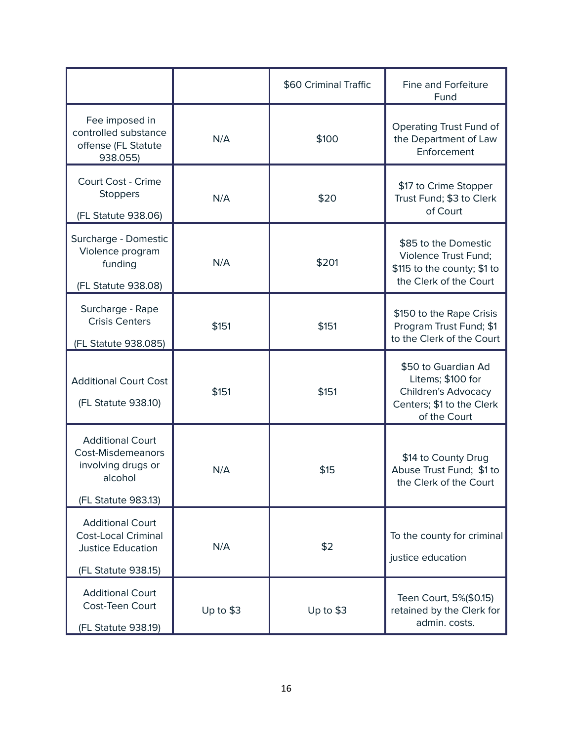| | | $60 Criminal Traffic | Fine and Forfeiture Fund |
|---|---|---|---|
| Fee imposed in controlled substance offense (FL Statute 938.055) | N/A | $100 | Operating Trust Fund of the Department of Law Enforcement |
| Court Cost - Crime Stoppers (FL Statute 938.06) | N/A | $20 | $17 to Crime Stopper Trust Fund; $3 to Clerk of Court |
| Surcharge - Domestic Violence program funding (FL Statute 938.08) | N/A | $201 | $85 to the Domestic Violence Trust Fund; $115 to the county; $1 to the Clerk of the Court |
| Surcharge - Rape Crisis Centers (FL Statute 938.085) | $151 | $151 | $150 to the Rape Crisis Program Trust Fund; $1 to the Clerk of the Court |
| Additional Court Cost (FL Statute 938.10) | $151 | $151 | $50 to Guardian Ad Litems; $100 for Children's Advocacy Centers; $1 to the Clerk of the Court |
| Additional Court Cost-Misdemeanors involving drugs or alcohol (FL Statute 983.13) | N/A | $15 | $14 to County Drug Abuse Trust Fund; $1 to the Clerk of the Court |
| Additional Court Cost-Local Criminal Justice Education (FL Statute 938.15) | N/A | $2 | To the county for criminal justice education |
| Additional Court Cost-Teen Court (FL Statute 938.19) | Up to $3 | Up to $3 | Teen Court, 5%($0.15) retained by the Clerk for admin. costs. |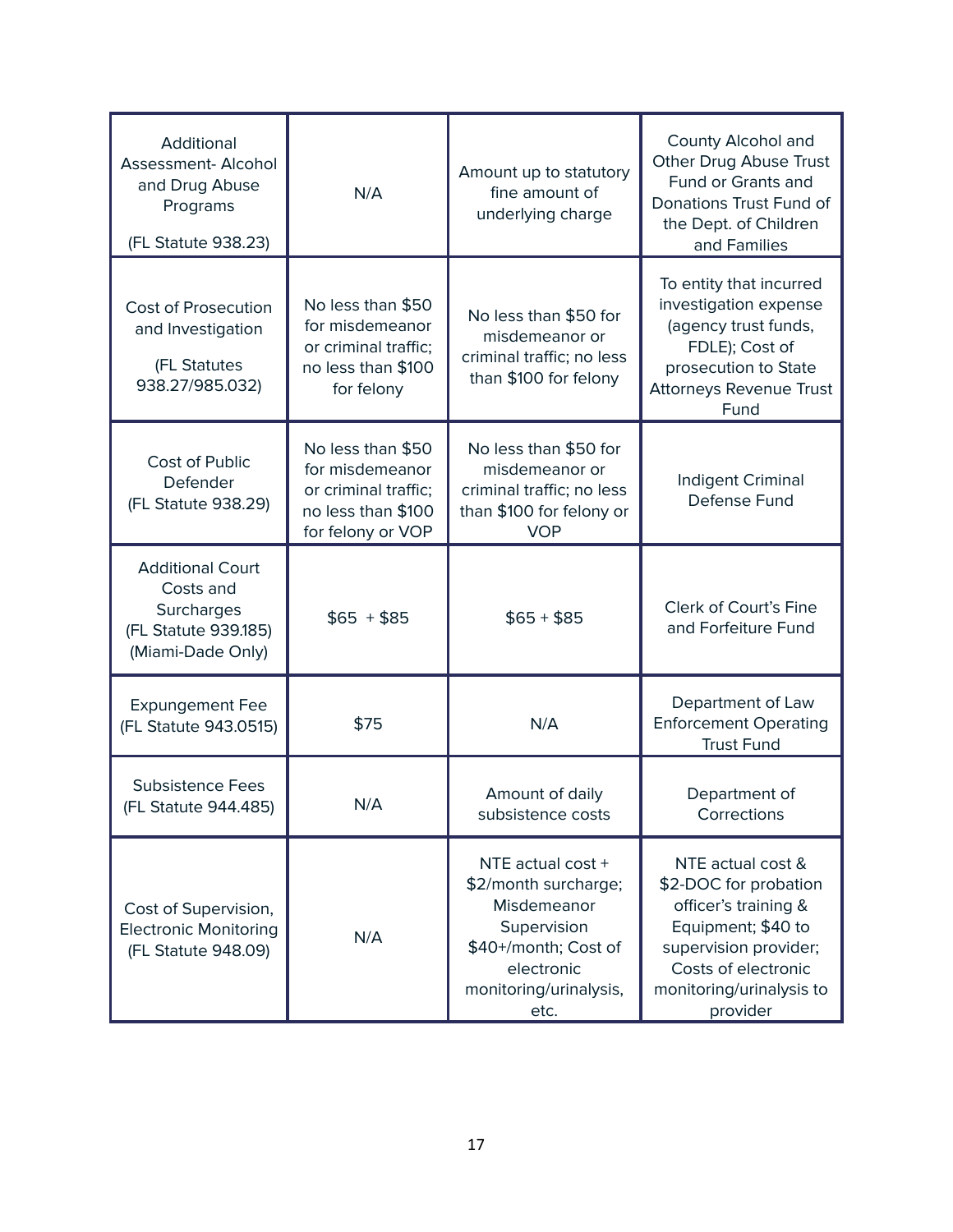| Additional Assessment- Alcohol and Drug Abuse Programs (FL Statute 938.23) | N/A | Amount up to statutory fine amount of underlying charge | County Alcohol and Other Drug Abuse Trust Fund or Grants and Donations Trust Fund of the Dept. of Children and Families |
|---|---|---|---|
| Cost of Prosecution and Investigation (FL Statutes 938.27/985.032) | No less than $50 for misdemeanor or criminal traffic; no less than $100 for felony | No less than $50 for misdemeanor or criminal traffic; no less than $100 for felony | To entity that incurred investigation expense (agency trust funds, FDLE); Cost of prosecution to State Attorneys Revenue Trust Fund |
| Cost of Public Defender (FL Statute 938.29) | No less than $50 for misdemeanor or criminal traffic; no less than $100 for felony or VOP | No less than $50 for misdemeanor or criminal traffic; no less than $100 for felony or VOP | Indigent Criminal Defense Fund |
| Additional Court Costs and Surcharges (FL Statute 939.185) (Miami-Dade Only) | $65 + $85 | $65 + $85 | Clerk of Court's Fine and Forfeiture Fund |
| Expungement Fee (FL Statute 943.0515) | $75 | N/A | Department of Law Enforcement Operating Trust Fund |
| Subsistence Fees (FL Statute 944.485) | N/A | Amount of daily subsistence costs | Department of Corrections |
| Cost of Supervision, Electronic Monitoring (FL Statute 948.09) | N/A | NTE actual cost + $2/month surcharge; Misdemeanor Supervision $40+/month; Cost of electronic monitoring/urinalysis, etc. | NTE actual cost & $2-DOC for probation officer's training & Equipment; $40 to supervision provider; Costs of electronic monitoring/urinalysis to provider |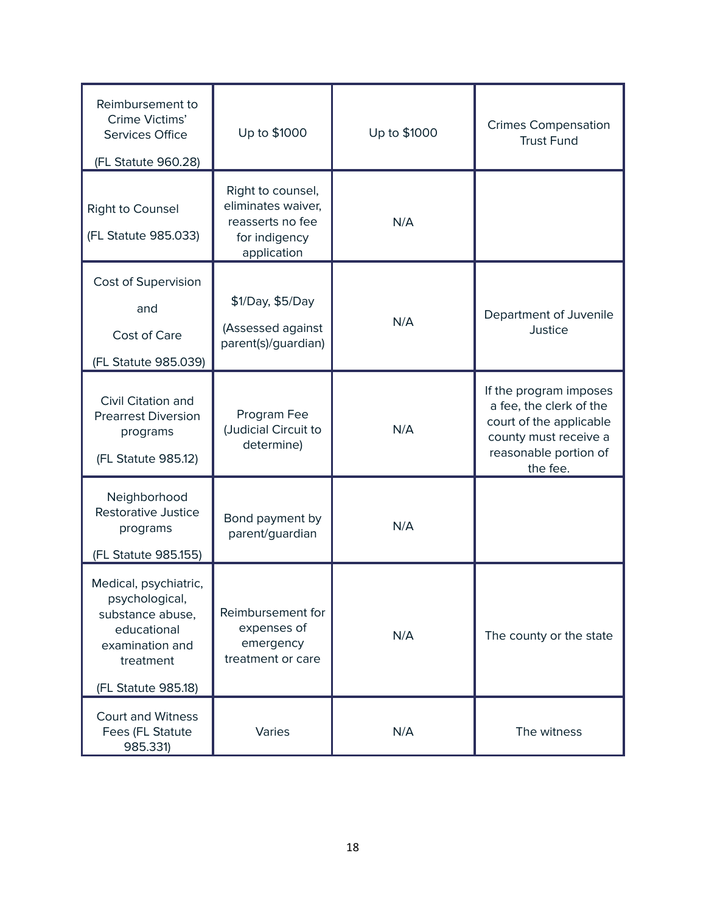| Reimbursement to Crime Victims' Services Office (FL Statute 960.28) | Up to $1000 | Up to $1000 | Crimes Compensation Trust Fund |
|---|---|---|---|
| Right to Counsel (FL Statute 985.033) | Right to counsel, eliminates waiver, reasserts no fee for indigency application | N/A | |
| Cost of Supervision and Cost of Care (FL Statute 985.039) | $1/Day, $5/Day (Assessed against parent(s)/guardian) | N/A | Department of Juvenile Justice |
| Civil Citation and Prearrest Diversion programs (FL Statute 985.12) | Program Fee (Judicial Circuit to determine) | N/A | If the program imposes a fee, the clerk of the court of the applicable county must receive a reasonable portion of the fee. |
| Neighborhood Restorative Justice programs (FL Statute 985.155) | Bond payment by parent/guardian | N/A | |
| Medical, psychiatric, psychological, substance abuse, educational examination and treatment (FL Statute 985.18) | Reimbursement for expenses of emergency treatment or care | N/A | The county or the state |
| Court and Witness Fees (FL Statute 985.331) | Varies | N/A | The witness |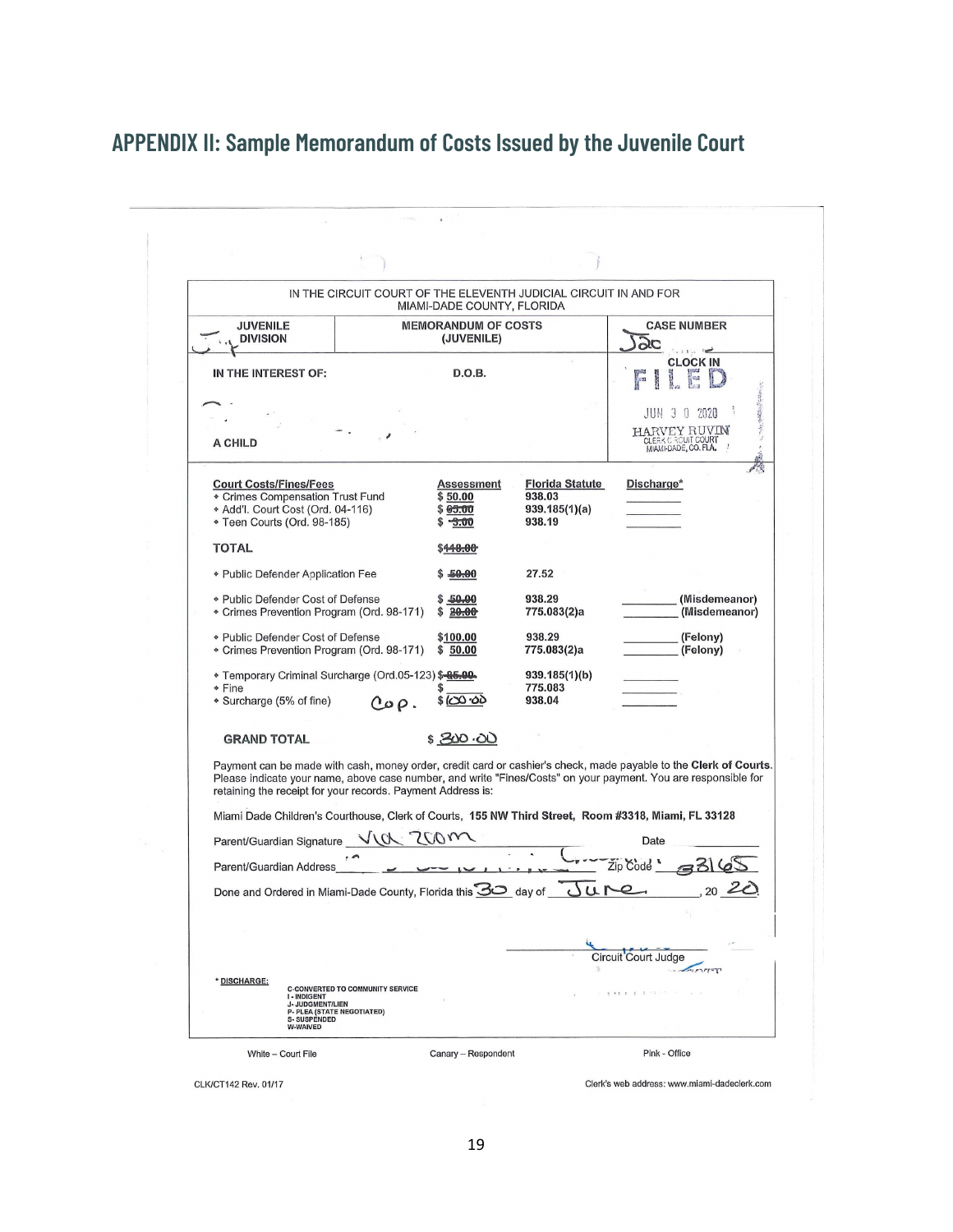## APPENDIX II: Sample Memorandum of Costs Issued by the Juvenile Court

IN THE CIRCUIT COURT OF THE ELEVENTH JUDICIAL CIRCUIT IN AND FOR MIAMI-DADE COUNTY, FLORIDA

| JUVENILE DIVISION | MEMORANDUM OF COSTS (JUVENILE) | CASE NUMBER |
|---|---|---|
| IN THE INTEREST OF: | D.O.B. | CLOCK IN FILED JUN 3 0 2020 HARVEY RUVIN CLERK CIRCUIT COURT MIAMI-DADE, CO. FLA. |
| A CHILD | | |

| Court Costs/Fines/Fees | Assessment | Florida Statute | Discharge* |
|---|---|---|---|
| • Crimes Compensation Trust Fund | $ 50.00 | 938.03 | |
| • Add'l. Court Cost (Ord. 04-116) | $ ~~65.00~~ | 939.185(1)(a) | |
| • Teen Courts (Ord. 98-185) | $ ~~3.00~~ | 938.19 | |
| **TOTAL** | ~~$118.00~~ | | |
| • Public Defender Application Fee | $ ~~50.00~~ | 27.52 | |
| • Public Defender Cost of Defense | $ ~~50.00~~ | 938.29 | (Misdemeanor) |
| • Crimes Prevention Program (Ord. 98-171) | $ ~~20.00~~ | 775.083(2)a | (Misdemeanor) |
| • Public Defender Cost of Defense | $100.00 | 938.29 | (Felony) |
| • Crimes Prevention Program (Ord. 98-171) | $ 50.00 | 775.083(2)a | (Felony) |
| • Temporary Criminal Surcharge (Ord.05-123) | $ ~~65.00~~ | 939.185(1)(b) | |
| • Fine | $ | 775.083 | |
| • Surcharge (5% of fine) COP. | $ 100.00 | 938.04 | |
| **GRAND TOTAL** | $ 300.00 | | |

Payment can be made with cash, money order, credit card or cashier's check, made payable to the **Clerk of Courts**. Please indicate your name, above case number, and write "Fines/Costs" on your payment. You are responsible for retaining the receipt for your records. Payment Address is:

Miami Dade Children's Courthouse, Clerk of Courts, **155 NW Third Street, Room #3318, Miami, FL 33128**

Parent/Guardian Signature Via Zoom Date ________

Parent/Guardian Address ________ Zip Code 33165

Done and Ordered in Miami-Dade County, Florida this 30 day of June, 20 20

Circuit Court Judge

* **DISCHARGE:**
C-CONVERTED TO COMMUNITY SERVICE
I - INDIGENT
J- JUDGMENT/LIEN
P- PLEA (STATE NEGOTIATED)
S- SUSPENDED
W-WAIVED

White – Court File | Canary – Respondent | Pink – Office

CLK/CT142 Rev. 01/17 | Clerk's web address: www.miami-dadeclerk.com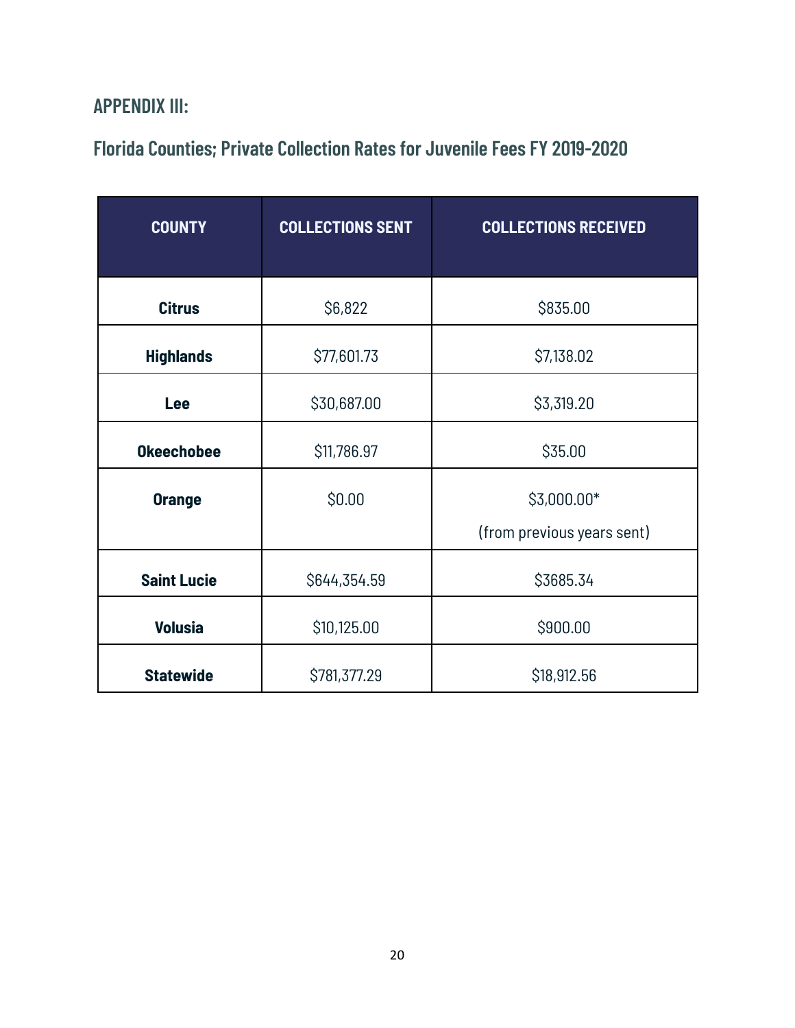## APPENDIX III:

### Florida Counties; Private Collection Rates for Juvenile Fees FY 2019-2020

| COUNTY | COLLECTIONS SENT | COLLECTIONS RECEIVED |
|---|---|---|
| **Citrus** | $6,822 | $835.00 |
| **Highlands** | $77,601.73 | $7,138.02 |
| **Lee** | $30,687.00 | $3,319.20 |
| **Okeechobee** | $11,786.97 | $35.00 |
| **Orange** | $0.00 | $3,000.00* (from previous years sent) |
| **Saint Lucie** | $644,354.59 | $3685.34 |
| **Volusia** | $10,125.00 | $900.00 |
| **Statewide** | $781,377.29 | $18,912.56 |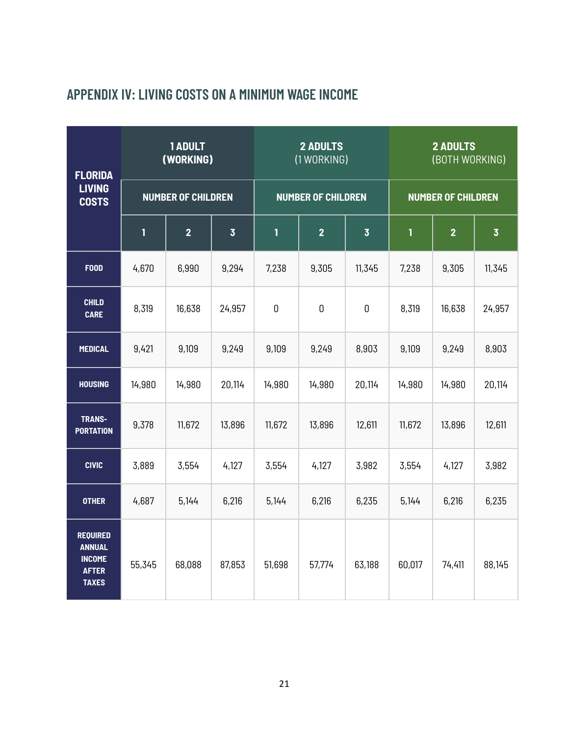## APPENDIX IV: LIVING COSTS ON A MINIMUM WAGE INCOME

| FLORIDA LIVING COSTS | 1 ADULT (WORKING) | | | 2 ADULTS (1 WORKING) | | | 2 ADULTS (BOTH WORKING) | | |
|---|---|---|---|---|---|---|---|---|---|
| | NUMBER OF CHILDREN | | | NUMBER OF CHILDREN | | | NUMBER OF CHILDREN | | |
| | 1 | 2 | 3 | 1 | 2 | 3 | 1 | 2 | 3 |
| FOOD | 4,670 | 6,990 | 9,294 | 7,238 | 9,305 | 11,345 | 7,238 | 9,305 | 11,345 |
| CHILD CARE | 8,319 | 16,638 | 24,957 | 0 | 0 | 0 | 8,319 | 16,638 | 24,957 |
| MEDICAL | 9,421 | 9,109 | 9,249 | 9,109 | 9,249 | 8,903 | 9,109 | 9,249 | 8,903 |
| HOUSING | 14,980 | 14,980 | 20,114 | 14,980 | 14,980 | 20,114 | 14,980 | 14,980 | 20,114 |
| TRANSPORTATION | 9,378 | 11,672 | 13,896 | 11,672 | 13,896 | 12,611 | 11,672 | 13,896 | 12,611 |
| CIVIC | 3,889 | 3,554 | 4,127 | 3,554 | 4,127 | 3,982 | 3,554 | 4,127 | 3,982 |
| OTHER | 4,687 | 5,144 | 6,216 | 5,144 | 6,216 | 6,235 | 5,144 | 6,216 | 6,235 |
| REQUIRED ANNUAL INCOME AFTER TAXES | 55,345 | 68,088 | 87,853 | 51,698 | 57,774 | 63,188 | 60,017 | 74,411 | 88,145 |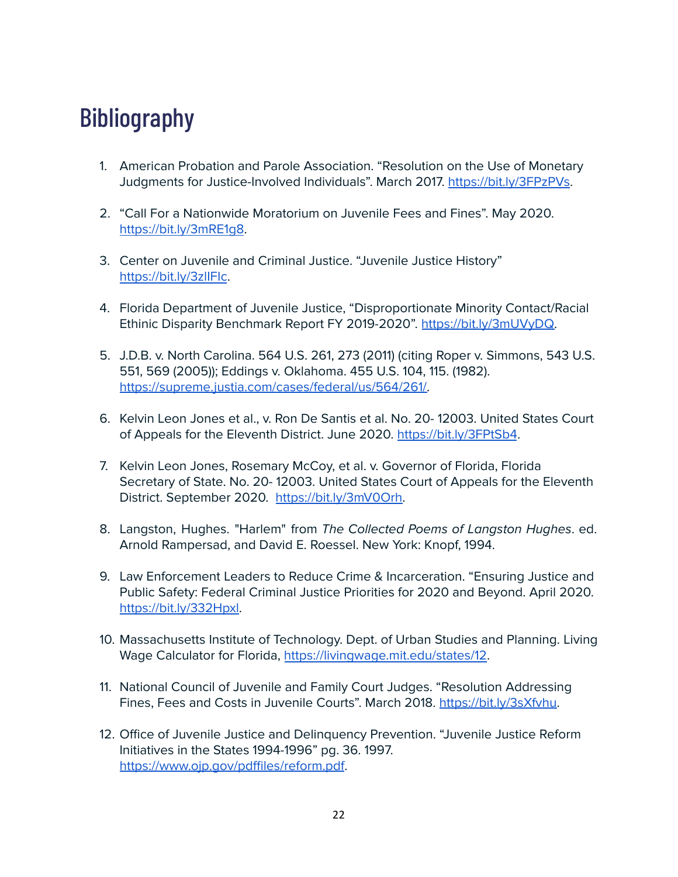# Bibliography

1. American Probation and Parole Association. "Resolution on the Use of Monetary Judgments for Justice-Involved Individuals". March 2017. https://bit.ly/3FPzPVs.

2. "Call For a Nationwide Moratorium on Juvenile Fees and Fines". May 2020. https://bit.ly/3mRE1g8.

3. Center on Juvenile and Criminal Justice. "Juvenile Justice History" https://bit.ly/3zIlFlc.

4. Florida Department of Juvenile Justice, "Disproportionate Minority Contact/Racial Ethinic Disparity Benchmark Report FY 2019-2020". https://bit.ly/3mUVyDQ.

5. J.D.B. v. North Carolina. 564 U.S. 261, 273 (2011) (citing Roper v. Simmons, 543 U.S. 551, 569 (2005)); Eddings v. Oklahoma. 455 U.S. 104, 115. (1982). https://supreme.justia.com/cases/federal/us/564/261/.

6. Kelvin Leon Jones et al., v. Ron De Santis et al. No. 20- 12003. United States Court of Appeals for the Eleventh District. June 2020. https://bit.ly/3FPtSb4.

7. Kelvin Leon Jones, Rosemary McCoy, et al. v. Governor of Florida, Florida Secretary of State. No. 20- 12003. United States Court of Appeals for the Eleventh District. September 2020. https://bit.ly/3mV0Orh.

8. Langston, Hughes. "Harlem" from *The Collected Poems of Langston Hughes*. ed. Arnold Rampersad, and David E. Roessel. New York: Knopf, 1994.

9. Law Enforcement Leaders to Reduce Crime & Incarceration. "Ensuring Justice and Public Safety: Federal Criminal Justice Priorities for 2020 and Beyond. April 2020. https://bit.ly/332Hpxl.

10. Massachusetts Institute of Technology. Dept. of Urban Studies and Planning. Living Wage Calculator for Florida, https://livingwage.mit.edu/states/12.

11. National Council of Juvenile and Family Court Judges. "Resolution Addressing Fines, Fees and Costs in Juvenile Courts". March 2018. https://bit.ly/3sXfvhu.

12. Office of Juvenile Justice and Delinquency Prevention. "Juvenile Justice Reform Initiatives in the States 1994-1996" pg. 36. 1997. https://www.ojp.gov/pdffiles/reform.pdf.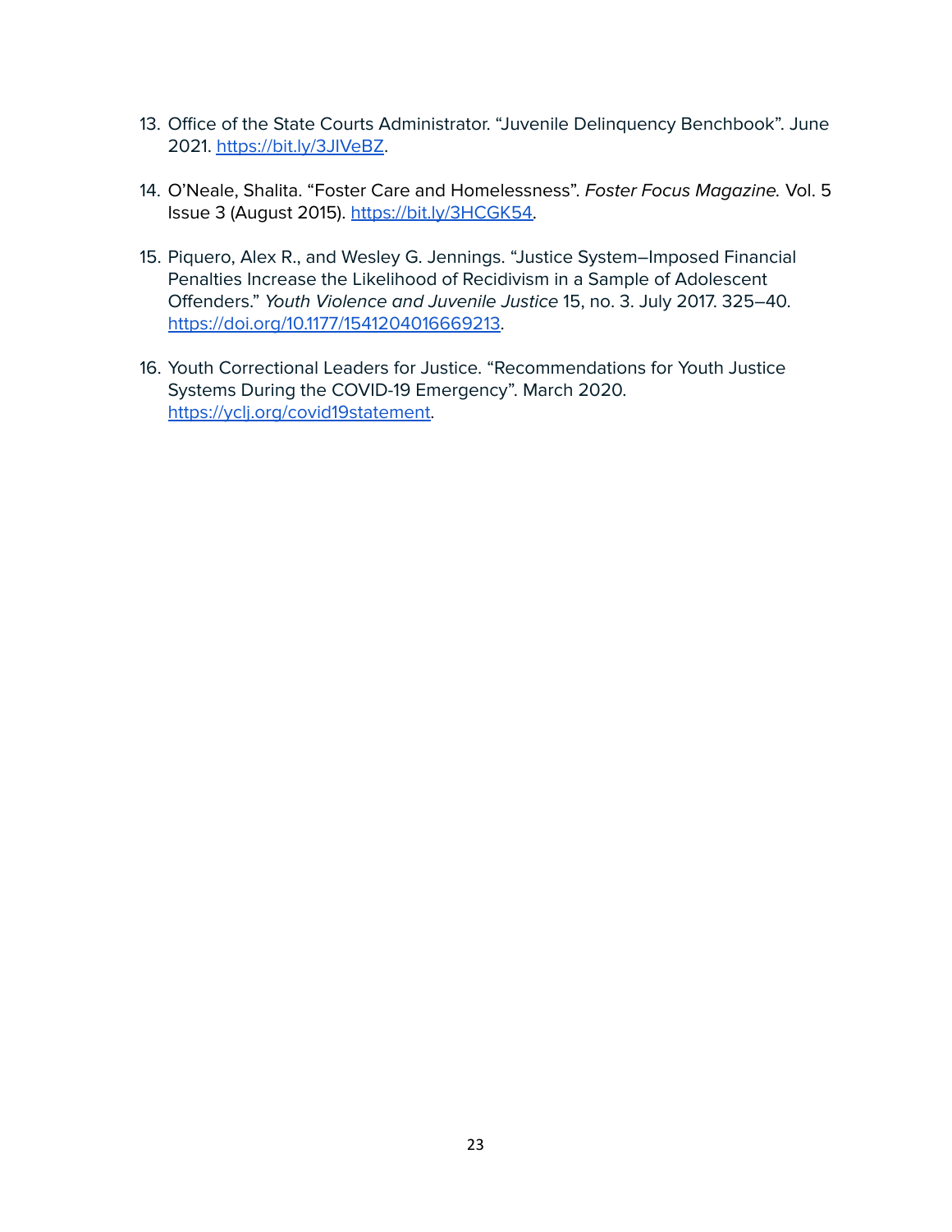13. Office of the State Courts Administrator. “Juvenile Delinquency Benchbook”. June 2021. https://bit.ly/3JIVeBZ.

14. O’Neale, Shalita. “Foster Care and Homelessness”. *Foster Focus Magazine.* Vol. 5 Issue 3 (August 2015). https://bit.ly/3HCGK54.

15. Piquero, Alex R., and Wesley G. Jennings. “Justice System–Imposed Financial Penalties Increase the Likelihood of Recidivism in a Sample of Adolescent Offenders.” *Youth Violence and Juvenile Justice* 15, no. 3. July 2017. 325–40. https://doi.org/10.1177/1541204016669213.

16. Youth Correctional Leaders for Justice. “Recommendations for Youth Justice Systems During the COVID-19 Emergency”. March 2020. https://yclj.org/covid19statement.